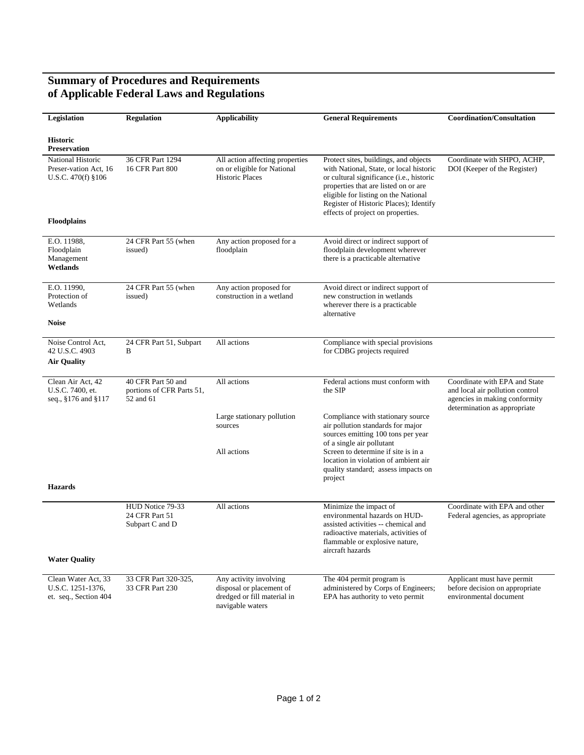# Summary of Procedures and Requirements of Applicable Federal Laws and Regulations

| Legislation | Regulation | Applicability | General Requirements | Coordination/Consultation |
|---|---|---|---|---|
| **Historic Preservation** | | | | |
| National Historic Preser-vation Act, 16 U.S.C. 470(f) §106 | 36 CFR Part 1294 16 CFR Part 800 | All action affecting properties on or eligible for National Historic Places | Protect sites, buildings, and objects with National, State, or local historic or cultural significance (i.e., historic properties that are listed on or are eligible for listing on the National Register of Historic Places); Identify effects of project on properties. | Coordinate with SHPO, ACHP, DOI (Keeper of the Register) |
| **Floodplains** | | | | |
| E.O. 11988, Floodplain Management | 24 CFR Part 55 (when issued) | Any action proposed for a floodplain | Avoid direct or indirect support of floodplain development wherever there is a practicable alternative | |
| **Wetlands** | | | | |
| E.O. 11990, Protection of Wetlands | 24 CFR Part 55 (when issued) | Any action proposed for construction in a wetland | Avoid direct or indirect support of new construction in wetlands wherever there is a practicable alternative | |
| **Noise** | | | | |
| Noise Control Act, 42 U.S.C. 4903 | 24 CFR Part 51, Subpart B | All actions | Compliance with special provisions for CDBG projects required | |
| **Air Quality** | | | | |
| Clean Air Act, 42 U.S.C. 7400, et. seq., §176 and §117 | 40 CFR Part 50 and portions of CFR Parts 51, 52 and 61 | All actions | Federal actions must conform with the SIP | Coordinate with EPA and State and local air pollution control agencies in making conformity determination as appropriate |
| | | Large stationary pollution sources | Compliance with stationary source air pollution standards for major sources emitting 100 tons per year of a single air pollutant | |
| | | All actions | Screen to determine if site is in a location in violation of ambient air quality standard; assess impacts on project | |
| **Hazards** | | | | |
| | HUD Notice 79-33 24 CFR Part 51 Subpart C and D | All actions | Minimize the impact of environmental hazards on HUD-assisted activities -- chemical and radioactive materials, activities of flammable or explosive nature, aircraft hazards | Coordinate with EPA and other Federal agencies, as appropriate |
| **Water Quality** | | | | |
| Clean Water Act, 33 U.S.C. 1251-1376, et. seq., Section 404 | 33 CFR Part 320-325, 33 CFR Part 230 | Any activity involving disposal or placement of dredged or fill material in navigable waters | The 404 permit program is administered by Corps of Engineers; EPA has authority to veto permit | Applicant must have permit before decision on appropriate environmental document |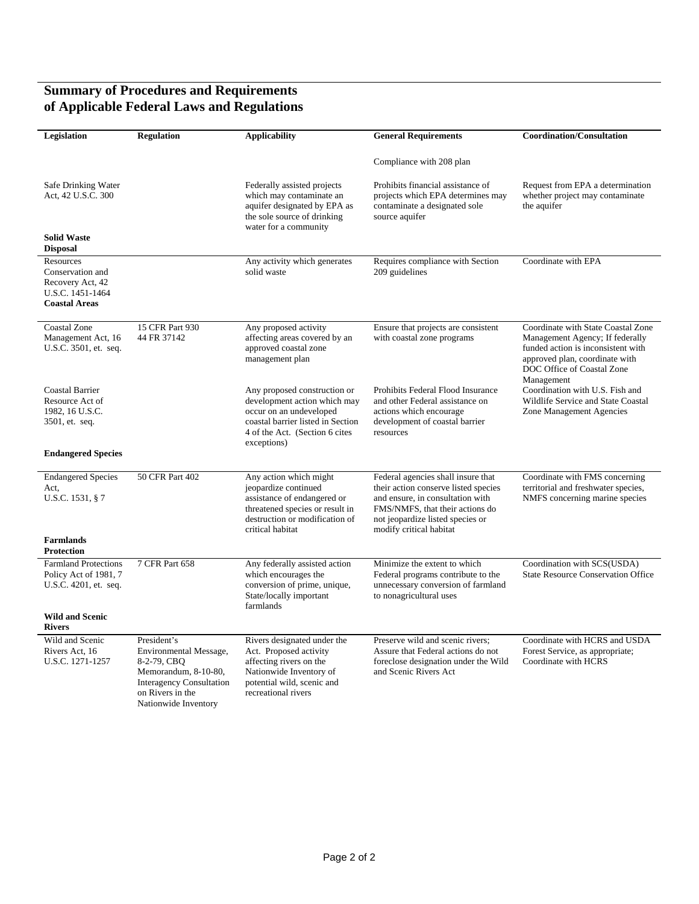## Summary of Procedures and Requirements of Applicable Federal Laws and Regulations

| Legislation | Regulation | Applicability | General Requirements | Coordination/Consultation |
|---|---|---|---|---|
| | | | Compliance with 208 plan | |
| Safe Drinking Water Act, 42 U.S.C. 300 | | Federally assisted projects which may contaminate an aquifer designated by EPA as the sole source of drinking water for a community | Prohibits financial assistance of projects which EPA determines may contaminate a designated sole source aquifer | Request from EPA a determination whether project may contaminate the aquifer |
| **Solid Waste Disposal** | | | | |
| Resources Conservation and Recovery Act, 42 U.S.C. 1451-1464 | | Any activity which generates solid waste | Requires compliance with Section 209 guidelines | Coordinate with EPA |
| **Coastal Areas** | | | | |
| Coastal Zone Management Act, 16 U.S.C. 3501, et. seq. | 15 CFR Part 930 44 FR 37142 | Any proposed activity affecting areas covered by an approved coastal zone management plan | Ensure that projects are consistent with coastal zone programs | Coordinate with State Coastal Zone Management Agency; If federally funded action is inconsistent with approved plan, coordinate with DOC Office of Coastal Zone Management |
| Coastal Barrier Resource Act of 1982, 16 U.S.C. 3501, et. seq. | | Any proposed construction or development action which may occur on an undeveloped coastal barrier listed in Section 4 of the Act. (Section 6 cites exceptions) | Prohibits Federal Flood Insurance and other Federal assistance on actions which encourage development of coastal barrier resources | Coordination with U.S. Fish and Wildlife Service and State Coastal Zone Management Agencies |
| **Endangered Species** | | | | |
| Endangered Species Act, U.S.C. 1531, § 7 | 50 CFR Part 402 | Any action which might jeopardize continued assistance of endangered or threatened species or result in destruction or modification of critical habitat | Federal agencies shall insure that their action conserve listed species and ensure, in consultation with FMS/NMFS, that their actions do not jeopardize listed species or modify critical habitat | Coordinate with FMS concerning territorial and freshwater species, NMFS concerning marine species |
| **Farmlands Protection** | | | | |
| Farmland Protections Policy Act of 1981, 7 U.S.C. 4201, et. seq. | 7 CFR Part 658 | Any federally assisted action which encourages the conversion of prime, unique, State/locally important farmlands | Minimize the extent to which Federal programs contribute to the unnecessary conversion of farmland to nonagricultural uses | Coordination with SCS(USDA) State Resource Conservation Office |
| **Wild and Scenic Rivers** | | | | |
| Wild and Scenic Rivers Act, 16 U.S.C. 1271-1257 | President's Environmental Message, 8-2-79, CBQ Memorandum, 8-10-80, Interagency Consultation on Rivers in the Nationwide Inventory | Rivers designated under the Act. Proposed activity affecting rivers on the Nationwide Inventory of potential wild, scenic and recreational rivers | Preserve wild and scenic rivers; Assure that Federal actions do not foreclose designation under the Wild and Scenic Rivers Act | Coordinate with HCRS and USDA Forest Service, as appropriate; Coordinate with HCRS |